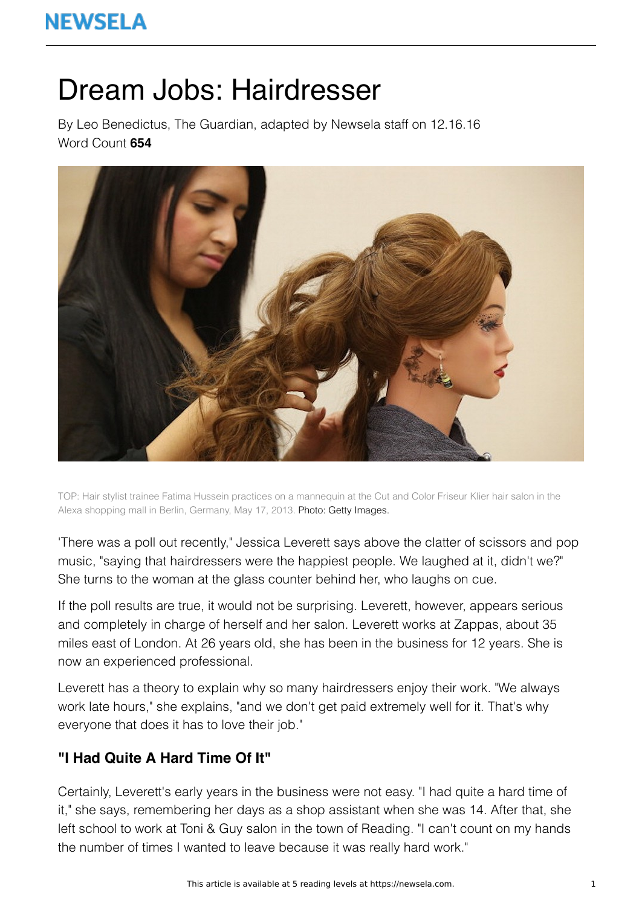# Dream Jobs: Hairdresser

By Leo Benedictus, The Guardian, adapted by Newsela staff on 12.16.16
Word Count **654**

TOP: Hair stylist trainee Fatima Hussein practices on a mannequin at the Cut and Color Friseur Klier hair salon in the Alexa shopping mall in Berlin, Germany, May 17, 2013. Photo: Getty Images.

'There was a poll out recently," Jessica Leverett says above the clatter of scissors and pop music, "saying that hairdressers were the happiest people. We laughed at it, didn't we?" She turns to the woman at the glass counter behind her, who laughs on cue.

If the poll results are true, it would not be surprising. Leverett, however, appears serious and completely in charge of herself and her salon. Leverett works at Zappas, about 35 miles east of London. At 26 years old, she has been in the business for 12 years. She is now an experienced professional.

Leverett has a theory to explain why so many hairdressers enjoy their work. "We always work late hours," she explains, "and we don't get paid extremely well for it. That's why everyone that does it has to love their job."

### "I Had Quite A Hard Time Of It"

Certainly, Leverett's early years in the business were not easy. "I had quite a hard time of it," she says, remembering her days as a shop assistant when she was 14. After that, she left school to work at Toni & Guy salon in the town of Reading. "I can't count on my hands the number of times I wanted to leave because it was really hard work."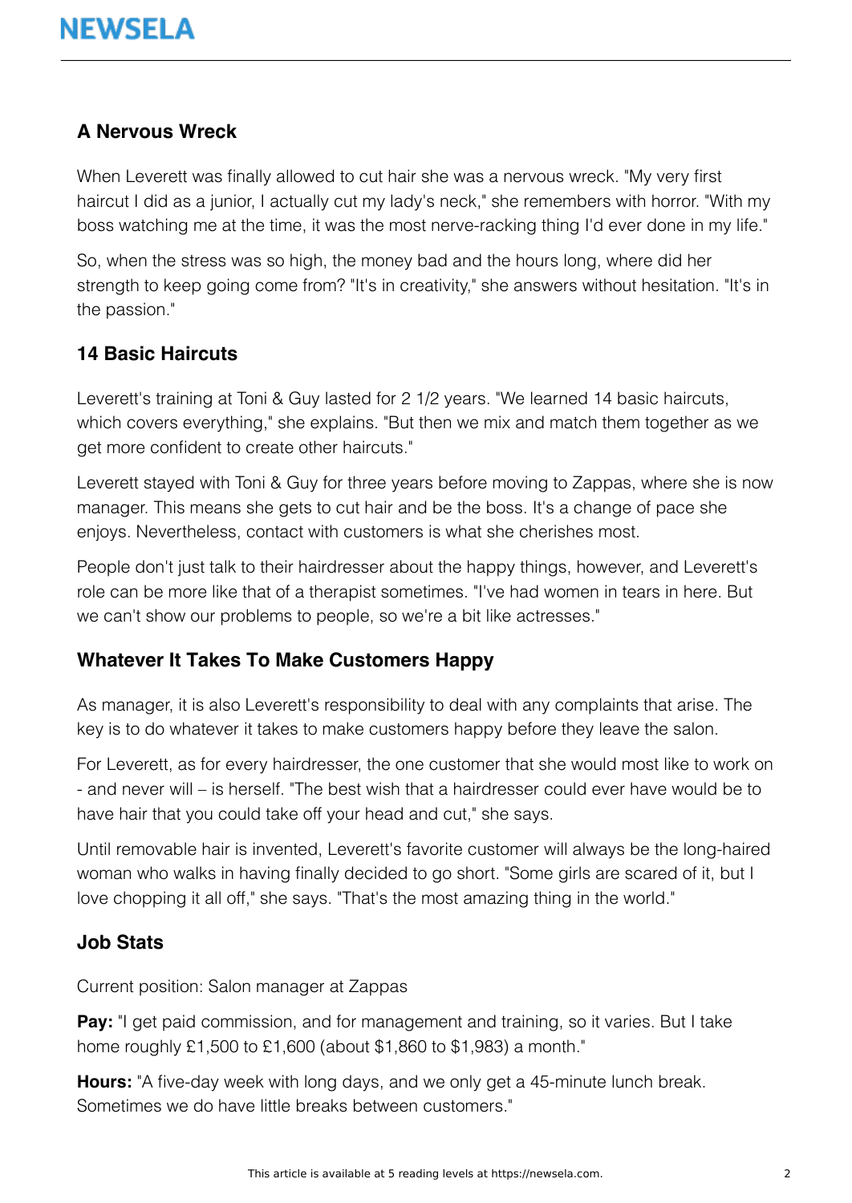## A Nervous Wreck

When Leverett was finally allowed to cut hair she was a nervous wreck. "My very first haircut I did as a junior, I actually cut my lady's neck," she remembers with horror. "With my boss watching me at the time, it was the most nerve-racking thing I'd ever done in my life."

So, when the stress was so high, the money bad and the hours long, where did her strength to keep going come from? "It's in creativity," she answers without hesitation. "It's in the passion."

## 14 Basic Haircuts

Leverett's training at Toni & Guy lasted for 2 1/2 years. "We learned 14 basic haircuts, which covers everything," she explains. "But then we mix and match them together as we get more confident to create other haircuts."

Leverett stayed with Toni & Guy for three years before moving to Zappas, where she is now manager. This means she gets to cut hair and be the boss. It's a change of pace she enjoys. Nevertheless, contact with customers is what she cherishes most.

People don't just talk to their hairdresser about the happy things, however, and Leverett's role can be more like that of a therapist sometimes. "I've had women in tears in here. But we can't show our problems to people, so we're a bit like actresses."

## Whatever It Takes To Make Customers Happy

As manager, it is also Leverett's responsibility to deal with any complaints that arise. The key is to do whatever it takes to make customers happy before they leave the salon.

For Leverett, as for every hairdresser, the one customer that she would most like to work on - and never will – is herself. "The best wish that a hairdresser could ever have would be to have hair that you could take off your head and cut," she says.

Until removable hair is invented, Leverett's favorite customer will always be the long-haired woman who walks in having finally decided to go short. "Some girls are scared of it, but I love chopping it all off," she says. "That's the most amazing thing in the world."

## Job Stats

Current position: Salon manager at Zappas

**Pay:** "I get paid commission, and for management and training, so it varies. But I take home roughly £1,500 to £1,600 (about $1,860 to $1,983) a month."

**Hours:** "A five-day week with long days, and we only get a 45-minute lunch break. Sometimes we do have little breaks between customers."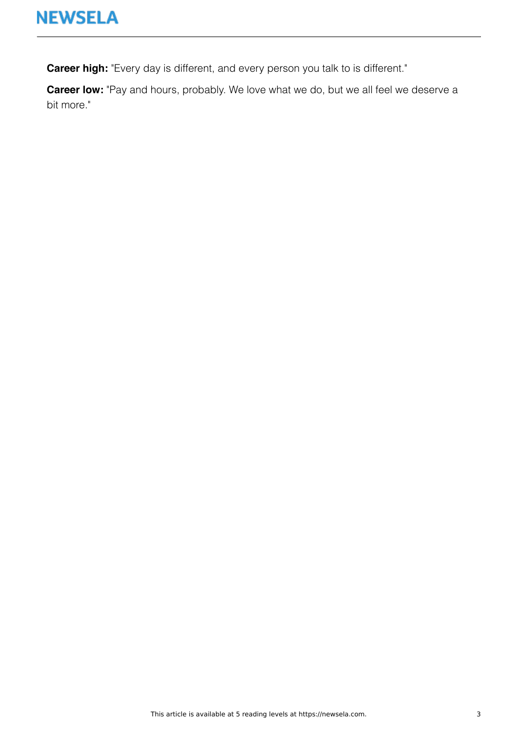**Career high:** "Every day is different, and every person you talk to is different."

**Career low:** "Pay and hours, probably. We love what we do, but we all feel we deserve a bit more."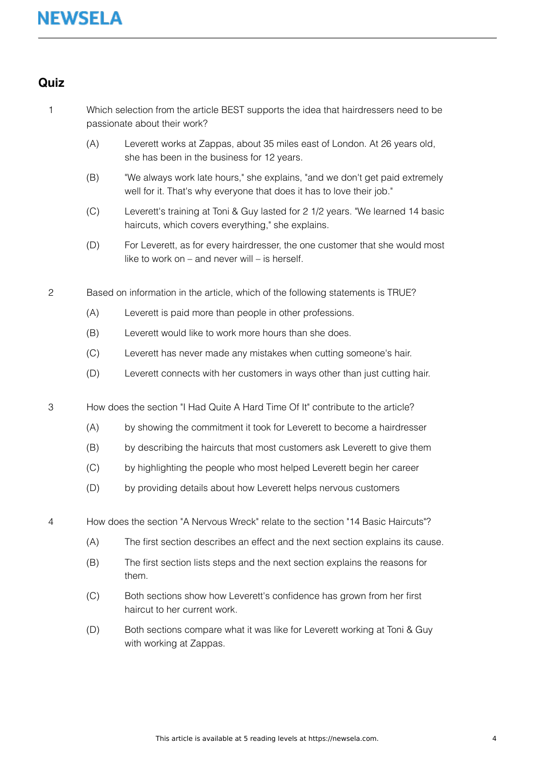## Quiz

1. Which selection from the article BEST supports the idea that hairdressers need to be passionate about their work?

   (A) Leverett works at Zappas, about 35 miles east of London. At 26 years old, she has been in the business for 12 years.

   (B) "We always work late hours," she explains, "and we don't get paid extremely well for it. That's why everyone that does it has to love their job."

   (C) Leverett's training at Toni & Guy lasted for 2 1/2 years. "We learned 14 basic haircuts, which covers everything," she explains.

   (D) For Leverett, as for every hairdresser, the one customer that she would most like to work on – and never will – is herself.

2. Based on information in the article, which of the following statements is TRUE?

   (A) Leverett is paid more than people in other professions.

   (B) Leverett would like to work more hours than she does.

   (C) Leverett has never made any mistakes when cutting someone's hair.

   (D) Leverett connects with her customers in ways other than just cutting hair.

3. How does the section "I Had Quite A Hard Time Of It" contribute to the article?

   (A) by showing the commitment it took for Leverett to become a hairdresser

   (B) by describing the haircuts that most customers ask Leverett to give them

   (C) by highlighting the people who most helped Leverett begin her career

   (D) by providing details about how Leverett helps nervous customers

4. How does the section "A Nervous Wreck" relate to the section "14 Basic Haircuts"?

   (A) The first section describes an effect and the next section explains its cause.

   (B) The first section lists steps and the next section explains the reasons for them.

   (C) Both sections show how Leverett's confidence has grown from her first haircut to her current work.

   (D) Both sections compare what it was like for Leverett working at Toni & Guy with working at Zappas.